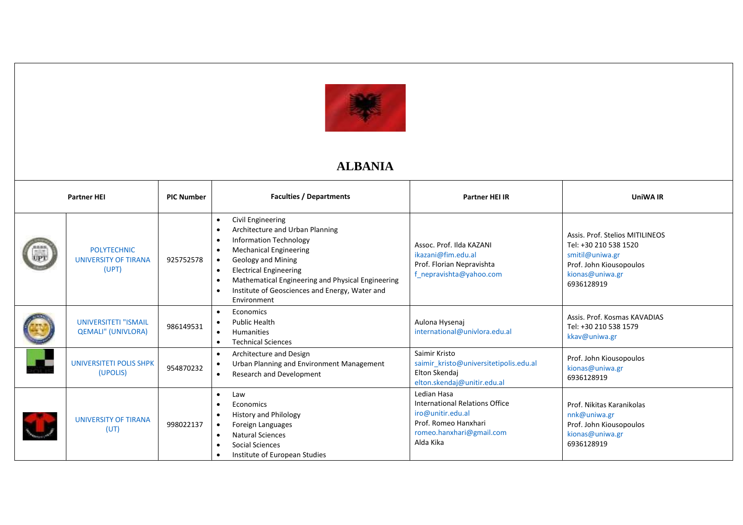# ALBANIA

| Partner HEI | | PIC Number | Faculties / Departments | Partner HEI IR | UniWA IR |
|---|---|---|---|---|---|
| | POLYTECHNIC UNIVERSITY OF TIRANA (UPT) | 925752578 | • Civil Engineering<br>• Architecture and Urban Planning<br>• Information Technology<br>• Mechanical Engineering<br>• Geology and Mining<br>• Electrical Engineering<br>• Mathematical Engineering and Physical Engineering<br>• Institute of Geosciences and Energy, Water and Environment | Assoc. Prof. Ilda KAZANI<br>ikazani@fim.edu.al<br>Prof. Florian Nepravishta<br>f_nepravishta@yahoo.com | Assis. Prof. Stelios MITILINEOS<br>Tel: +30 210 538 1520<br>smitil@uniwa.gr<br>Prof. John Kiousopoulos<br>kionas@uniwa.gr<br>6936128919 |
| | UNIVERSITETI "ISMAIL QEMALI" (UNIVLORA) | 986149531 | • Economics<br>• Public Health<br>• Humanities<br>• Technical Sciences | Aulona Hysenaj<br>international@univlora.edu.al | Assis. Prof. Kosmas KAVADIAS<br>Tel: +30 210 538 1579<br>kkav@uniwa.gr |
| | UNIVERSITETI POLIS SHPK (UPOLIS) | 954870232 | • Architecture and Design<br>• Urban Planning and Environment Management<br>• Research and Development | Saimir Kristo<br>saimir_kristo@universitetipolis.edu.al<br>Elton Skendaj<br>elton.skendaj@unitir.edu.al | Prof. John Kiousopoulos<br>kionas@uniwa.gr<br>6936128919 |
| | UNIVERSITY OF TIRANA (UT) | 998022137 | • Law<br>• Economics<br>• History and Philology<br>• Foreign Languages<br>• Natural Sciences<br>• Social Sciences<br>• Institute of European Studies | Ledian Hasa<br>International Relations Office<br>iro@unitir.edu.al<br>Prof. Romeo Hanxhari<br>romeo.hanxhari@gmail.com<br>Alda Kika | Prof. Nikitas Karanikolas<br>nnk@uniwa.gr<br>Prof. John Kiousopoulos<br>kionas@uniwa.gr<br>6936128919 |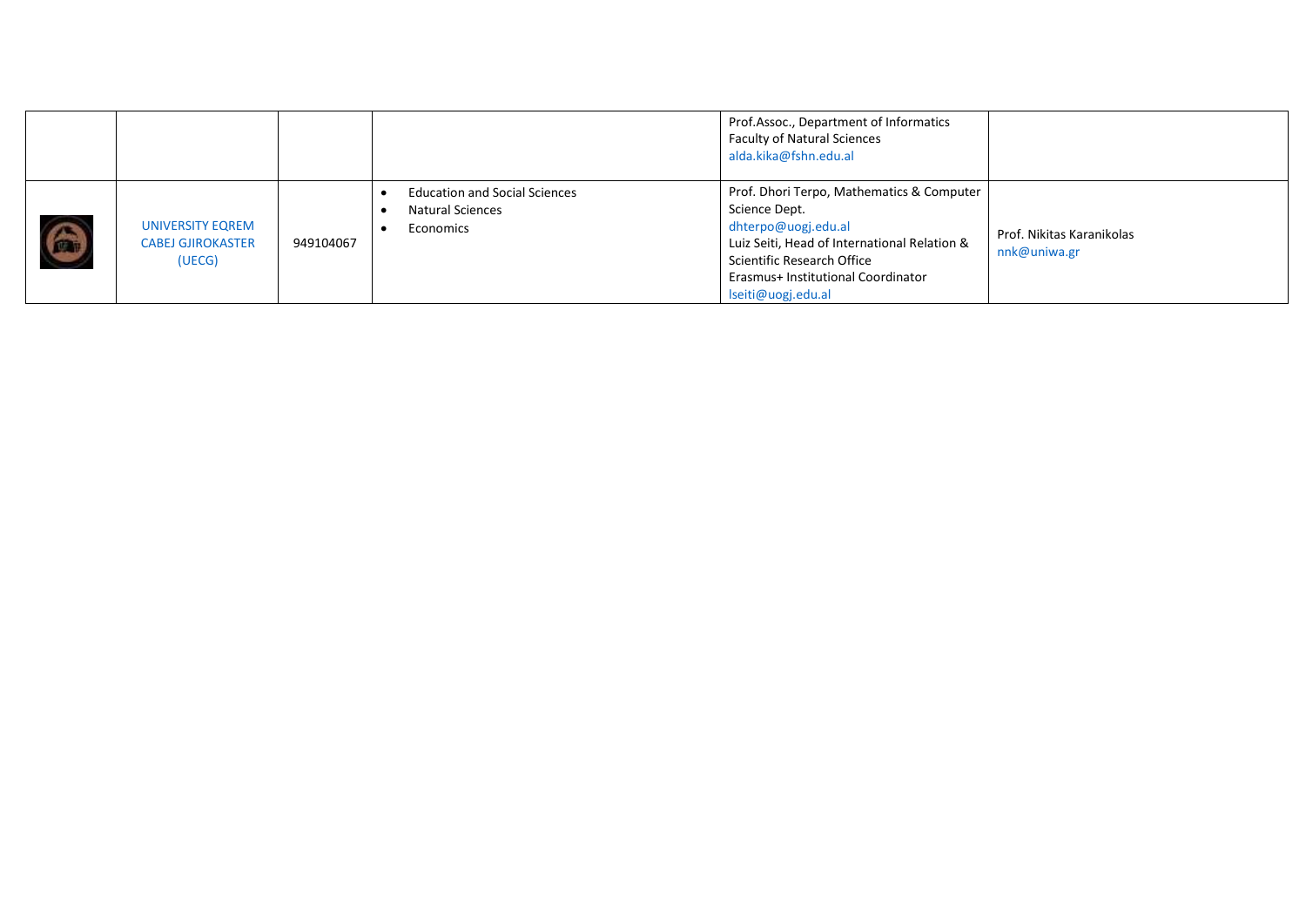| | | | | | |
|---|---|---|---|---|---|
| | | | | Prof.Assoc., Department of Informatics<br>Faculty of Natural Sciences<br>alda.kika@fshn.edu.al | |
| | UNIVERSITY EQREM CABEJ GJIROKASTER (UECG) | 949104067 | • Education and Social Sciences<br>• Natural Sciences<br>• Economics | Prof. Dhori Terpo, Mathematics & Computer Science Dept.<br>dhterpo@uogj.edu.al<br>Luiz Seiti, Head of International Relation & Scientific Research Office<br>Erasmus+ Institutional Coordinator<br>lseiti@uogj.edu.al | Prof. Nikitas Karanikolas<br>nnk@uniwa.gr |